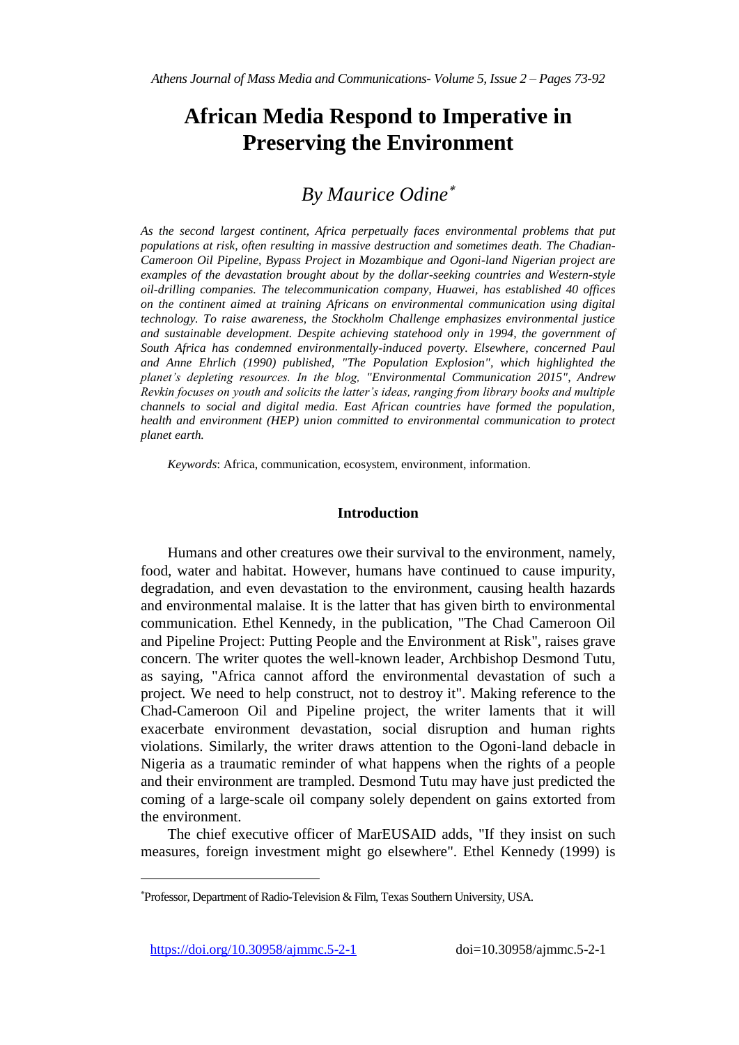# African Media Respond to Imperative in Preserving the Environment

## By Maurice Odine[*]

*As the second largest continent, Africa perpetually faces environmental problems that put populations at risk, often resulting in massive destruction and sometimes death. The Chadian-Cameroon Oil Pipeline, Bypass Project in Mozambique and Ogoni-land Nigerian project are examples of the devastation brought about by the dollar-seeking countries and Western-style oil-drilling companies. The telecommunication company, Huawei, has established 40 offices on the continent aimed at training Africans on environmental communication using digital technology. To raise awareness, the Stockholm Challenge emphasizes environmental justice and sustainable development. Despite achieving statehood only in 1994, the government of South Africa has condemned environmentally-induced poverty. Elsewhere, concerned Paul and Anne Ehrlich (1990) published, "The Population Explosion", which highlighted the planet's depleting resources. In the blog, "Environmental Communication 2015", Andrew Revkin focuses on youth and solicits the latter's ideas, ranging from library books and multiple channels to social and digital media. East African countries have formed the population, health and environment (HEP) union committed to environmental communication to protect planet earth.*

*Keywords*: Africa, communication, ecosystem, environment, information.

### Introduction

Humans and other creatures owe their survival to the environment, namely, food, water and habitat. However, humans have continued to cause impurity, degradation, and even devastation to the environment, causing health hazards and environmental malaise. It is the latter that has given birth to environmental communication. Ethel Kennedy, in the publication, "The Chad Cameroon Oil and Pipeline Project: Putting People and the Environment at Risk", raises grave concern. The writer quotes the well-known leader, Archbishop Desmond Tutu, as saying, "Africa cannot afford the environmental devastation of such a project. We need to help construct, not to destroy it". Making reference to the Chad-Cameroon Oil and Pipeline project, the writer laments that it will exacerbate environment devastation, social disruption and human rights violations. Similarly, the writer draws attention to the Ogoni-land debacle in Nigeria as a traumatic reminder of what happens when the rights of a people and their environment are trampled. Desmond Tutu may have just predicted the coming of a large-scale oil company solely dependent on gains extorted from the environment.

The chief executive officer of MarEUSAID adds, "If they insist on such measures, foreign investment might go elsewhere". Ethel Kennedy (1999) is

---

[*] Professor, Department of Radio-Television & Film, Texas Southern University, USA.

https://doi.org/10.30958/ajmmc.5-2-1 doi=10.30958/ajmmc.5-2-1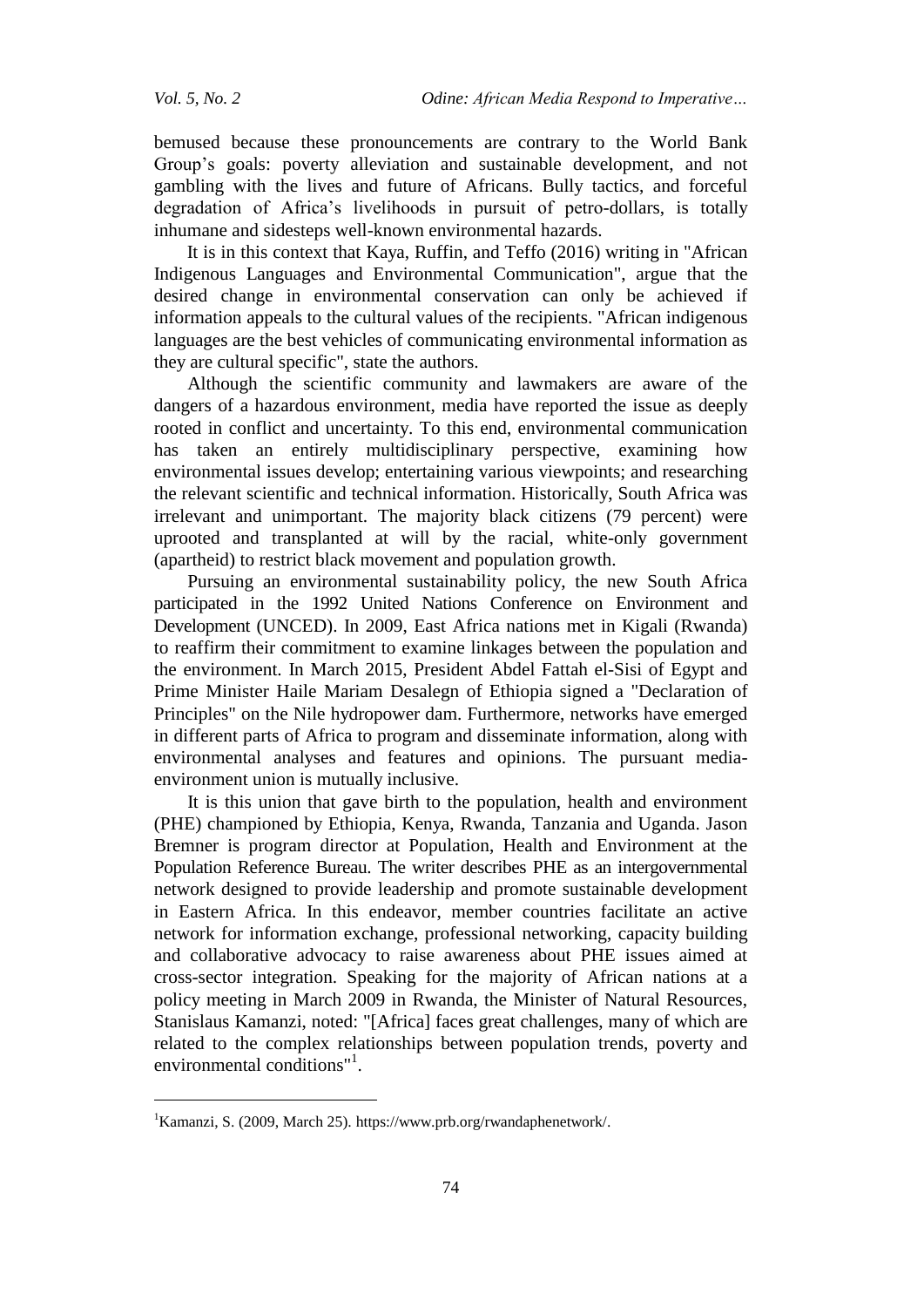bemused because these pronouncements are contrary to the World Bank Group's goals: poverty alleviation and sustainable development, and not gambling with the lives and future of Africans. Bully tactics, and forceful degradation of Africa's livelihoods in pursuit of petro-dollars, is totally inhumane and sidesteps well-known environmental hazards.

It is in this context that Kaya, Ruffin, and Teffo (2016) writing in "African Indigenous Languages and Environmental Communication", argue that the desired change in environmental conservation can only be achieved if information appeals to the cultural values of the recipients. "African indigenous languages are the best vehicles of communicating environmental information as they are cultural specific", state the authors.

Although the scientific community and lawmakers are aware of the dangers of a hazardous environment, media have reported the issue as deeply rooted in conflict and uncertainty. To this end, environmental communication has taken an entirely multidisciplinary perspective, examining how environmental issues develop; entertaining various viewpoints; and researching the relevant scientific and technical information. Historically, South Africa was irrelevant and unimportant. The majority black citizens (79 percent) were uprooted and transplanted at will by the racial, white-only government (apartheid) to restrict black movement and population growth.

Pursuing an environmental sustainability policy, the new South Africa participated in the 1992 United Nations Conference on Environment and Development (UNCED). In 2009, East Africa nations met in Kigali (Rwanda) to reaffirm their commitment to examine linkages between the population and the environment. In March 2015, President Abdel Fattah el-Sisi of Egypt and Prime Minister Haile Mariam Desalegn of Ethiopia signed a "Declaration of Principles" on the Nile hydropower dam. Furthermore, networks have emerged in different parts of Africa to program and disseminate information, along with environmental analyses and features and opinions. The pursuant media-environment union is mutually inclusive.

It is this union that gave birth to the population, health and environment (PHE) championed by Ethiopia, Kenya, Rwanda, Tanzania and Uganda. Jason Bremner is program director at Population, Health and Environment at the Population Reference Bureau. The writer describes PHE as an intergovernmental network designed to provide leadership and promote sustainable development in Eastern Africa. In this endeavor, member countries facilitate an active network for information exchange, professional networking, capacity building and collaborative advocacy to raise awareness about PHE issues aimed at cross-sector integration. Speaking for the majority of African nations at a policy meeting in March 2009 in Rwanda, the Minister of Natural Resources, Stanislaus Kamanzi, noted: "[Africa] faces great challenges, many of which are related to the complex relationships between population trends, poverty and environmental conditions"[1].

---

[1]Kamanzi, S. (2009, March 25). https://www.prb.org/rwandaphenetwork/.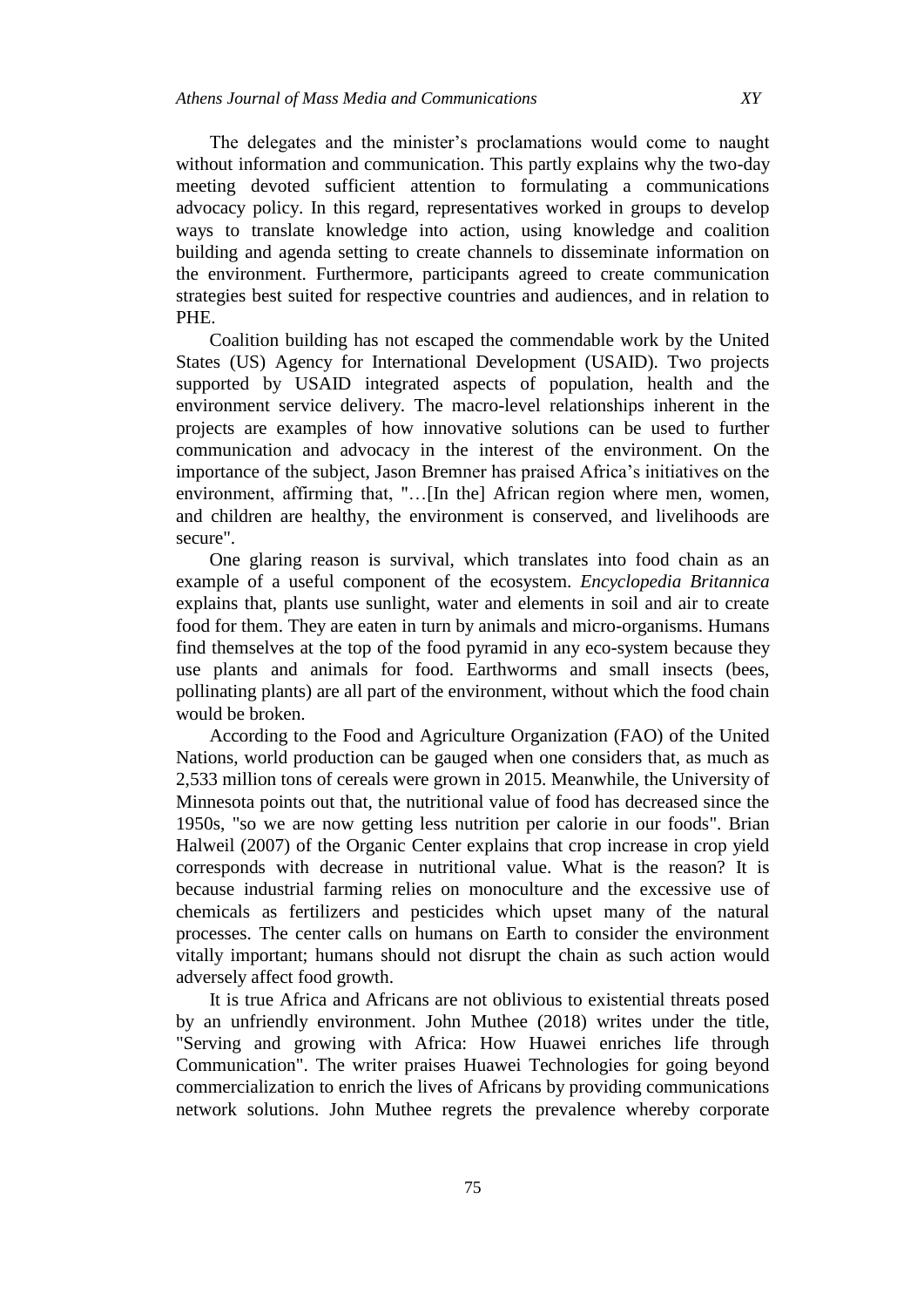The delegates and the minister's proclamations would come to naught without information and communication. This partly explains why the two-day meeting devoted sufficient attention to formulating a communications advocacy policy. In this regard, representatives worked in groups to develop ways to translate knowledge into action, using knowledge and coalition building and agenda setting to create channels to disseminate information on the environment. Furthermore, participants agreed to create communication strategies best suited for respective countries and audiences, and in relation to PHE.

Coalition building has not escaped the commendable work by the United States (US) Agency for International Development (USAID). Two projects supported by USAID integrated aspects of population, health and the environment service delivery. The macro-level relationships inherent in the projects are examples of how innovative solutions can be used to further communication and advocacy in the interest of the environment. On the importance of the subject, Jason Bremner has praised Africa's initiatives on the environment, affirming that, "…[In the] African region where men, women, and children are healthy, the environment is conserved, and livelihoods are secure".

One glaring reason is survival, which translates into food chain as an example of a useful component of the ecosystem. *Encyclopedia Britannica* explains that, plants use sunlight, water and elements in soil and air to create food for them. They are eaten in turn by animals and micro-organisms. Humans find themselves at the top of the food pyramid in any eco-system because they use plants and animals for food. Earthworms and small insects (bees, pollinating plants) are all part of the environment, without which the food chain would be broken.

According to the Food and Agriculture Organization (FAO) of the United Nations, world production can be gauged when one considers that, as much as 2,533 million tons of cereals were grown in 2015. Meanwhile, the University of Minnesota points out that, the nutritional value of food has decreased since the 1950s, "so we are now getting less nutrition per calorie in our foods". Brian Halweil (2007) of the Organic Center explains that crop increase in crop yield corresponds with decrease in nutritional value. What is the reason? It is because industrial farming relies on monoculture and the excessive use of chemicals as fertilizers and pesticides which upset many of the natural processes. The center calls on humans on Earth to consider the environment vitally important; humans should not disrupt the chain as such action would adversely affect food growth.

It is true Africa and Africans are not oblivious to existential threats posed by an unfriendly environment. John Muthee (2018) writes under the title, "Serving and growing with Africa: How Huawei enriches life through Communication". The writer praises Huawei Technologies for going beyond commercialization to enrich the lives of Africans by providing communications network solutions. John Muthee regrets the prevalence whereby corporate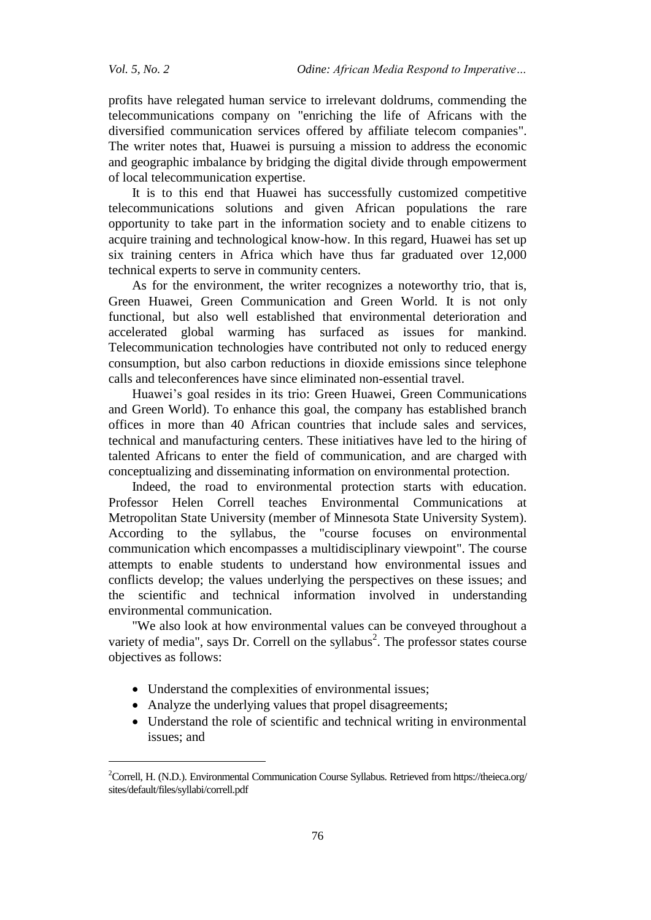profits have relegated human service to irrelevant doldrums, commending the telecommunications company on "enriching the life of Africans with the diversified communication services offered by affiliate telecom companies". The writer notes that, Huawei is pursuing a mission to address the economic and geographic imbalance by bridging the digital divide through empowerment of local telecommunication expertise.

It is to this end that Huawei has successfully customized competitive telecommunications solutions and given African populations the rare opportunity to take part in the information society and to enable citizens to acquire training and technological know-how. In this regard, Huawei has set up six training centers in Africa which have thus far graduated over 12,000 technical experts to serve in community centers.

As for the environment, the writer recognizes a noteworthy trio, that is, Green Huawei, Green Communication and Green World. It is not only functional, but also well established that environmental deterioration and accelerated global warming has surfaced as issues for mankind. Telecommunication technologies have contributed not only to reduced energy consumption, but also carbon reductions in dioxide emissions since telephone calls and teleconferences have since eliminated non-essential travel.

Huawei's goal resides in its trio: Green Huawei, Green Communications and Green World). To enhance this goal, the company has established branch offices in more than 40 African countries that include sales and services, technical and manufacturing centers. These initiatives have led to the hiring of talented Africans to enter the field of communication, and are charged with conceptualizing and disseminating information on environmental protection.

Indeed, the road to environmental protection starts with education. Professor Helen Correll teaches Environmental Communications at Metropolitan State University (member of Minnesota State University System). According to the syllabus, the "course focuses on environmental communication which encompasses a multidisciplinary viewpoint". The course attempts to enable students to understand how environmental issues and conflicts develop; the values underlying the perspectives on these issues; and the scientific and technical information involved in understanding environmental communication.

"We also look at how environmental values can be conveyed throughout a variety of media", says Dr. Correll on the syllabus[2]. The professor states course objectives as follows:

- Understand the complexities of environmental issues;
- Analyze the underlying values that propel disagreements;
- Understand the role of scientific and technical writing in environmental issues; and

[2] Correll, H. (N.D.). Environmental Communication Course Syllabus. Retrieved from https://theieca.org/sites/default/files/syllabi/correll.pdf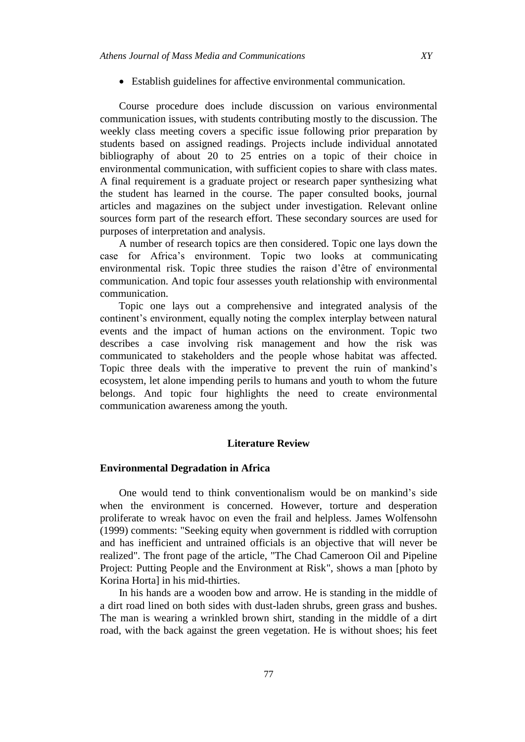- Establish guidelines for affective environmental communication.

Course procedure does include discussion on various environmental communication issues, with students contributing mostly to the discussion. The weekly class meeting covers a specific issue following prior preparation by students based on assigned readings. Projects include individual annotated bibliography of about 20 to 25 entries on a topic of their choice in environmental communication, with sufficient copies to share with class mates. A final requirement is a graduate project or research paper synthesizing what the student has learned in the course. The paper consulted books, journal articles and magazines on the subject under investigation. Relevant online sources form part of the research effort. These secondary sources are used for purposes of interpretation and analysis.

A number of research topics are then considered. Topic one lays down the case for Africa's environment. Topic two looks at communicating environmental risk. Topic three studies the raison d'être of environmental communication. And topic four assesses youth relationship with environmental communication.

Topic one lays out a comprehensive and integrated analysis of the continent's environment, equally noting the complex interplay between natural events and the impact of human actions on the environment. Topic two describes a case involving risk management and how the risk was communicated to stakeholders and the people whose habitat was affected. Topic three deals with the imperative to prevent the ruin of mankind's ecosystem, let alone impending perils to humans and youth to whom the future belongs. And topic four highlights the need to create environmental communication awareness among the youth.

## Literature Review

### Environmental Degradation in Africa

One would tend to think conventionalism would be on mankind's side when the environment is concerned. However, torture and desperation proliferate to wreak havoc on even the frail and helpless. James Wolfensohn (1999) comments: "Seeking equity when government is riddled with corruption and has inefficient and untrained officials is an objective that will never be realized". The front page of the article, "The Chad Cameroon Oil and Pipeline Project: Putting People and the Environment at Risk", shows a man [photo by Korina Horta] in his mid-thirties.

In his hands are a wooden bow and arrow. He is standing in the middle of a dirt road lined on both sides with dust-laden shrubs, green grass and bushes. The man is wearing a wrinkled brown shirt, standing in the middle of a dirt road, with the back against the green vegetation. He is without shoes; his feet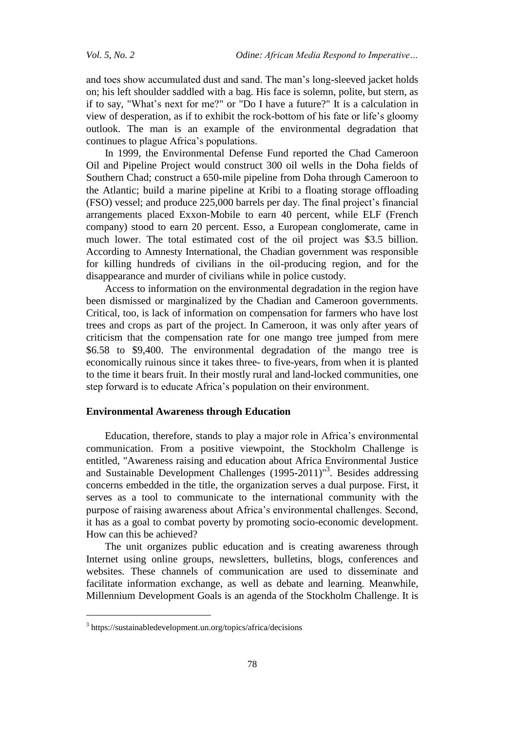and toes show accumulated dust and sand. The man's long-sleeved jacket holds on; his left shoulder saddled with a bag. His face is solemn, polite, but stern, as if to say, "What's next for me?" or "Do I have a future?" It is a calculation in view of desperation, as if to exhibit the rock-bottom of his fate or life's gloomy outlook. The man is an example of the environmental degradation that continues to plague Africa's populations.

In 1999, the Environmental Defense Fund reported the Chad Cameroon Oil and Pipeline Project would construct 300 oil wells in the Doha fields of Southern Chad; construct a 650-mile pipeline from Doha through Cameroon to the Atlantic; build a marine pipeline at Kribi to a floating storage offloading (FSO) vessel; and produce 225,000 barrels per day. The final project's financial arrangements placed Exxon-Mobile to earn 40 percent, while ELF (French company) stood to earn 20 percent. Esso, a European conglomerate, came in much lower. The total estimated cost of the oil project was \$3.5 billion. According to Amnesty International, the Chadian government was responsible for killing hundreds of civilians in the oil-producing region, and for the disappearance and murder of civilians while in police custody.

Access to information on the environmental degradation in the region have been dismissed or marginalized by the Chadian and Cameroon governments. Critical, too, is lack of information on compensation for farmers who have lost trees and crops as part of the project. In Cameroon, it was only after years of criticism that the compensation rate for one mango tree jumped from mere \$6.58 to \$9,400. The environmental degradation of the mango tree is economically ruinous since it takes three- to five-years, from when it is planted to the time it bears fruit. In their mostly rural and land-locked communities, one step forward is to educate Africa's population on their environment.

## Environmental Awareness through Education

Education, therefore, stands to play a major role in Africa's environmental communication. From a positive viewpoint, the Stockholm Challenge is entitled, "Awareness raising and education about Africa Environmental Justice and Sustainable Development Challenges (1995-2011)"[3]. Besides addressing concerns embedded in the title, the organization serves a dual purpose. First, it serves as a tool to communicate to the international community with the purpose of raising awareness about Africa's environmental challenges. Second, it has as a goal to combat poverty by promoting socio-economic development. How can this be achieved?

The unit organizes public education and is creating awareness through Internet using online groups, newsletters, bulletins, blogs, conferences and websites. These channels of communication are used to disseminate and facilitate information exchange, as well as debate and learning. Meanwhile, Millennium Development Goals is an agenda of the Stockholm Challenge. It is

---

[3] https://sustainabledevelopment.un.org/topics/africa/decisions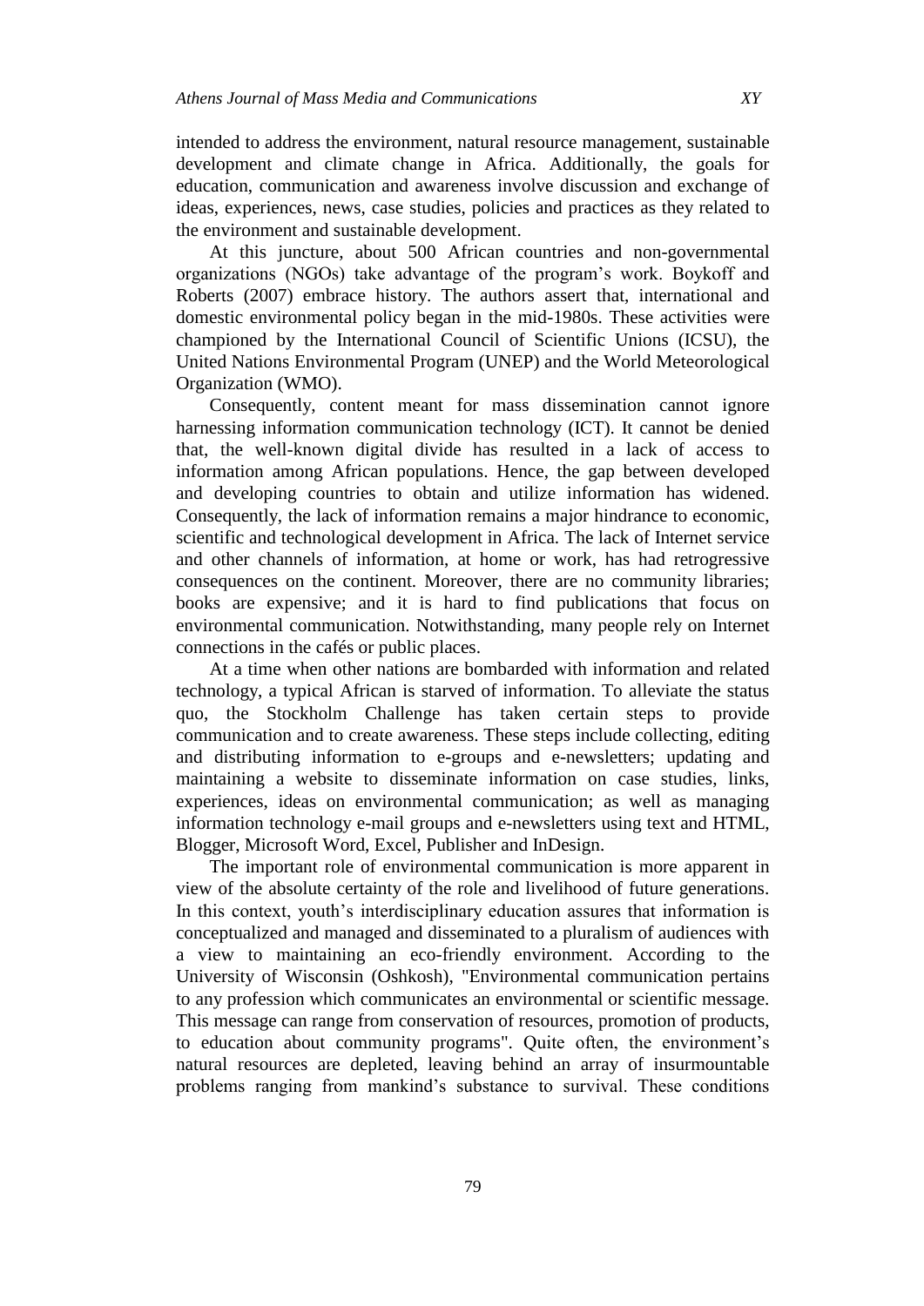intended to address the environment, natural resource management, sustainable development and climate change in Africa. Additionally, the goals for education, communication and awareness involve discussion and exchange of ideas, experiences, news, case studies, policies and practices as they related to the environment and sustainable development.

At this juncture, about 500 African countries and non-governmental organizations (NGOs) take advantage of the program's work. Boykoff and Roberts (2007) embrace history. The authors assert that, international and domestic environmental policy began in the mid-1980s. These activities were championed by the International Council of Scientific Unions (ICSU), the United Nations Environmental Program (UNEP) and the World Meteorological Organization (WMO).

Consequently, content meant for mass dissemination cannot ignore harnessing information communication technology (ICT). It cannot be denied that, the well-known digital divide has resulted in a lack of access to information among African populations. Hence, the gap between developed and developing countries to obtain and utilize information has widened. Consequently, the lack of information remains a major hindrance to economic, scientific and technological development in Africa. The lack of Internet service and other channels of information, at home or work, has had retrogressive consequences on the continent. Moreover, there are no community libraries; books are expensive; and it is hard to find publications that focus on environmental communication. Notwithstanding, many people rely on Internet connections in the cafés or public places.

At a time when other nations are bombarded with information and related technology, a typical African is starved of information. To alleviate the status quo, the Stockholm Challenge has taken certain steps to provide communication and to create awareness. These steps include collecting, editing and distributing information to e-groups and e-newsletters; updating and maintaining a website to disseminate information on case studies, links, experiences, ideas on environmental communication; as well as managing information technology e-mail groups and e-newsletters using text and HTML, Blogger, Microsoft Word, Excel, Publisher and InDesign.

The important role of environmental communication is more apparent in view of the absolute certainty of the role and livelihood of future generations. In this context, youth's interdisciplinary education assures that information is conceptualized and managed and disseminated to a pluralism of audiences with a view to maintaining an eco-friendly environment. According to the University of Wisconsin (Oshkosh), "Environmental communication pertains to any profession which communicates an environmental or scientific message. This message can range from conservation of resources, promotion of products, to education about community programs". Quite often, the environment's natural resources are depleted, leaving behind an array of insurmountable problems ranging from mankind's substance to survival. These conditions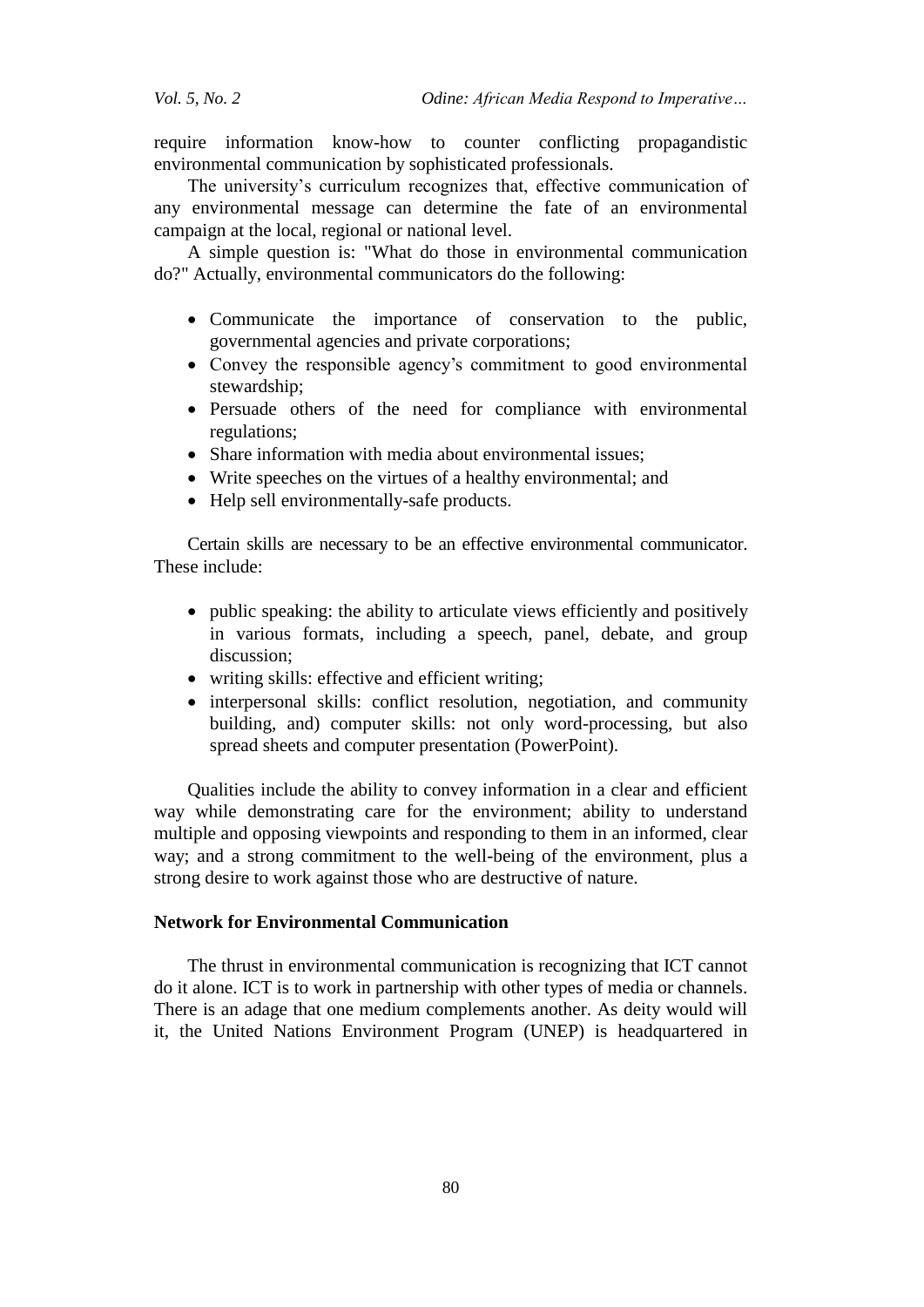require information know-how to counter conflicting propagandistic environmental communication by sophisticated professionals.

The university's curriculum recognizes that, effective communication of any environmental message can determine the fate of an environmental campaign at the local, regional or national level.

A simple question is: "What do those in environmental communication do?" Actually, environmental communicators do the following:

- Communicate the importance of conservation to the public, governmental agencies and private corporations;
- Convey the responsible agency's commitment to good environmental stewardship;
- Persuade others of the need for compliance with environmental regulations;
- Share information with media about environmental issues;
- Write speeches on the virtues of a healthy environmental; and
- Help sell environmentally-safe products.

Certain skills are necessary to be an effective environmental communicator. These include:

- public speaking: the ability to articulate views efficiently and positively in various formats, including a speech, panel, debate, and group discussion;
- writing skills: effective and efficient writing;
- interpersonal skills: conflict resolution, negotiation, and community building, and) computer skills: not only word-processing, but also spread sheets and computer presentation (PowerPoint).

Qualities include the ability to convey information in a clear and efficient way while demonstrating care for the environment; ability to understand multiple and opposing viewpoints and responding to them in an informed, clear way; and a strong commitment to the well-being of the environment, plus a strong desire to work against those who are destructive of nature.

**Network for Environmental Communication**

The thrust in environmental communication is recognizing that ICT cannot do it alone. ICT is to work in partnership with other types of media or channels. There is an adage that one medium complements another. As deity would will it, the United Nations Environment Program (UNEP) is headquartered in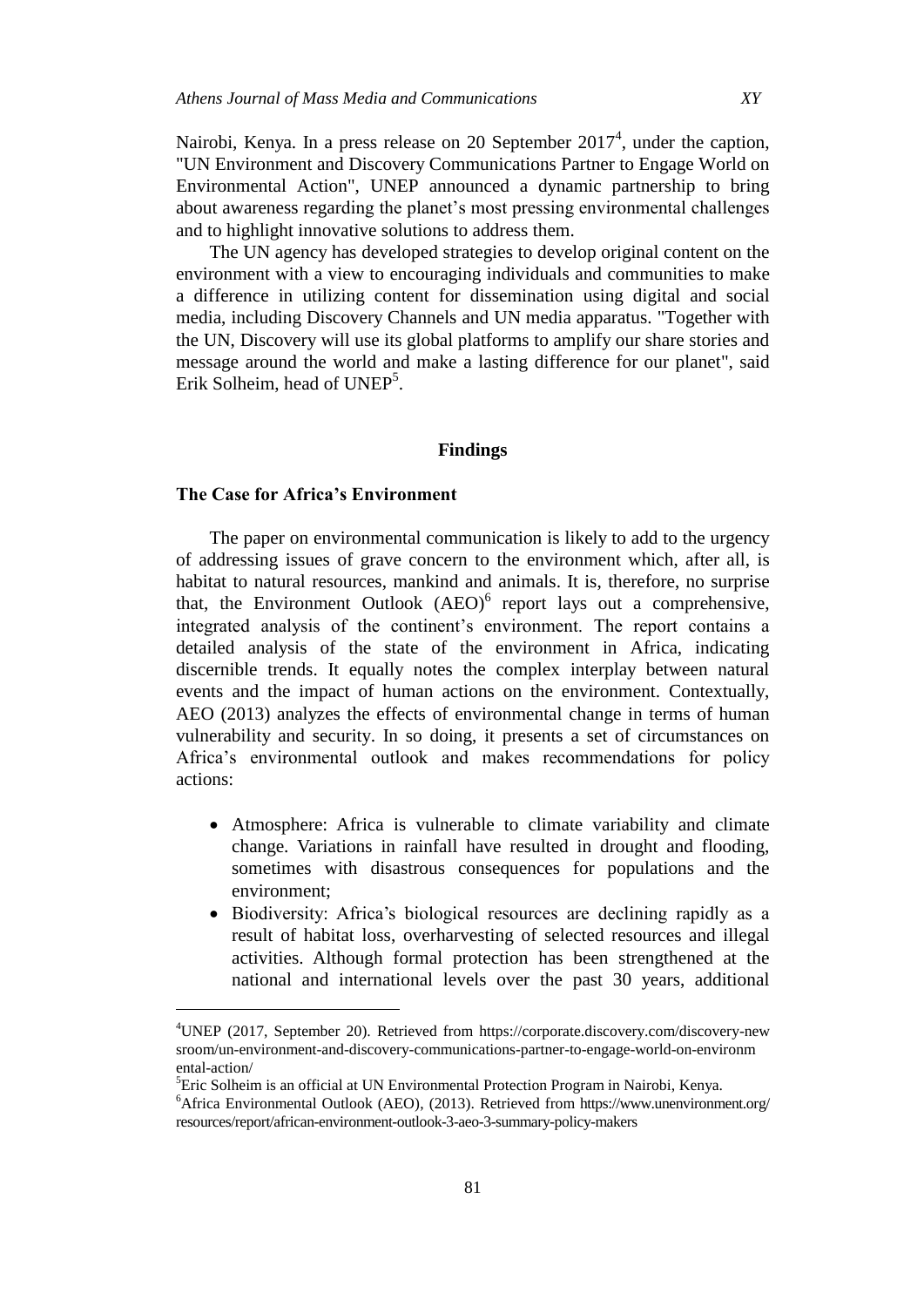Nairobi, Kenya. In a press release on 20 September 2017[4], under the caption, "UN Environment and Discovery Communications Partner to Engage World on Environmental Action", UNEP announced a dynamic partnership to bring about awareness regarding the planet's most pressing environmental challenges and to highlight innovative solutions to address them.

The UN agency has developed strategies to develop original content on the environment with a view to encouraging individuals and communities to make a difference in utilizing content for dissemination using digital and social media, including Discovery Channels and UN media apparatus. "Together with the UN, Discovery will use its global platforms to amplify our share stories and message around the world and make a lasting difference for our planet", said Erik Solheim, head of UNEP[5].

## Findings

### The Case for Africa's Environment

The paper on environmental communication is likely to add to the urgency of addressing issues of grave concern to the environment which, after all, is habitat to natural resources, mankind and animals. It is, therefore, no surprise that, the Environment Outlook (AEO)[6] report lays out a comprehensive, integrated analysis of the continent's environment. The report contains a detailed analysis of the state of the environment in Africa, indicating discernible trends. It equally notes the complex interplay between natural events and the impact of human actions on the environment. Contextually, AEO (2013) analyzes the effects of environmental change in terms of human vulnerability and security. In so doing, it presents a set of circumstances on Africa's environmental outlook and makes recommendations for policy actions:

- Atmosphere: Africa is vulnerable to climate variability and climate change. Variations in rainfall have resulted in drought and flooding, sometimes with disastrous consequences for populations and the environment;
- Biodiversity: Africa's biological resources are declining rapidly as a result of habitat loss, overharvesting of selected resources and illegal activities. Although formal protection has been strengthened at the national and international levels over the past 30 years, additional

---

[4]UNEP (2017, September 20). Retrieved from https://corporate.discovery.com/discovery-newsroom/un-environment-and-discovery-communications-partner-to-engage-world-on-environmental-action/

[5]Eric Solheim is an official at UN Environmental Protection Program in Nairobi, Kenya.

[6]Africa Environmental Outlook (AEO), (2013). Retrieved from https://www.unenvironment.org/resources/report/african-environment-outlook-3-aeo-3-summary-policy-makers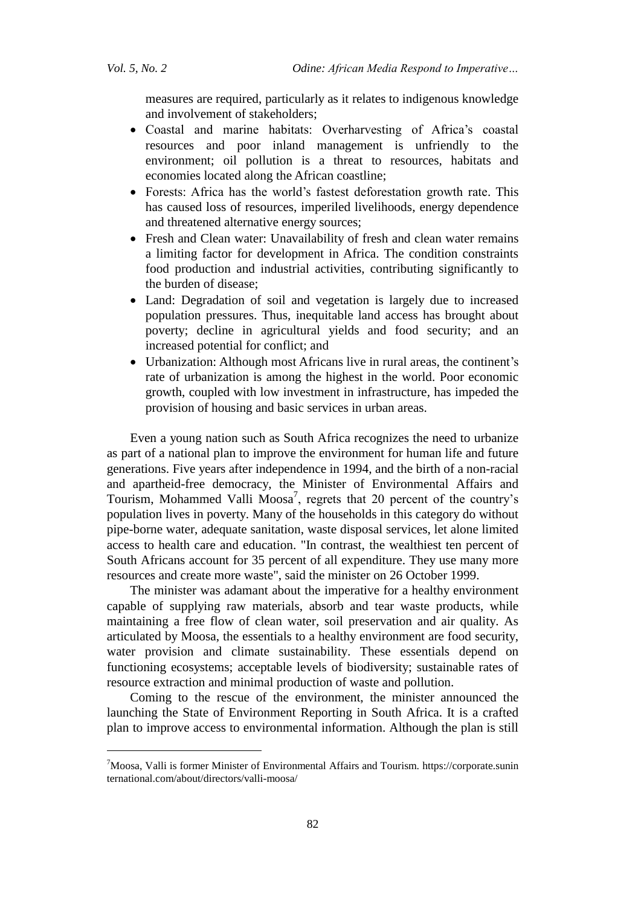measures are required, particularly as it relates to indigenous knowledge and involvement of stakeholders;

- Coastal and marine habitats: Overharvesting of Africa's coastal resources and poor inland management is unfriendly to the environment; oil pollution is a threat to resources, habitats and economies located along the African coastline;
- Forests: Africa has the world's fastest deforestation growth rate. This has caused loss of resources, imperiled livelihoods, energy dependence and threatened alternative energy sources;
- Fresh and Clean water: Unavailability of fresh and clean water remains a limiting factor for development in Africa. The condition constraints food production and industrial activities, contributing significantly to the burden of disease;
- Land: Degradation of soil and vegetation is largely due to increased population pressures. Thus, inequitable land access has brought about poverty; decline in agricultural yields and food security; and an increased potential for conflict; and
- Urbanization: Although most Africans live in rural areas, the continent's rate of urbanization is among the highest in the world. Poor economic growth, coupled with low investment in infrastructure, has impeded the provision of housing and basic services in urban areas.

Even a young nation such as South Africa recognizes the need to urbanize as part of a national plan to improve the environment for human life and future generations. Five years after independence in 1994, and the birth of a non-racial and apartheid-free democracy, the Minister of Environmental Affairs and Tourism, Mohammed Valli Moosa[7], regrets that 20 percent of the country's population lives in poverty. Many of the households in this category do without pipe-borne water, adequate sanitation, waste disposal services, let alone limited access to health care and education. "In contrast, the wealthiest ten percent of South Africans account for 35 percent of all expenditure. They use many more resources and create more waste", said the minister on 26 October 1999.

The minister was adamant about the imperative for a healthy environment capable of supplying raw materials, absorb and tear waste products, while maintaining a free flow of clean water, soil preservation and air quality. As articulated by Moosa, the essentials to a healthy environment are food security, water provision and climate sustainability. These essentials depend on functioning ecosystems; acceptable levels of biodiversity; sustainable rates of resource extraction and minimal production of waste and pollution.

Coming to the rescue of the environment, the minister announced the launching the State of Environment Reporting in South Africa. It is a crafted plan to improve access to environmental information. Although the plan is still

[7]Moosa, Valli is former Minister of Environmental Affairs and Tourism. https://corporate.suninternational.com/about/directors/valli-moosa/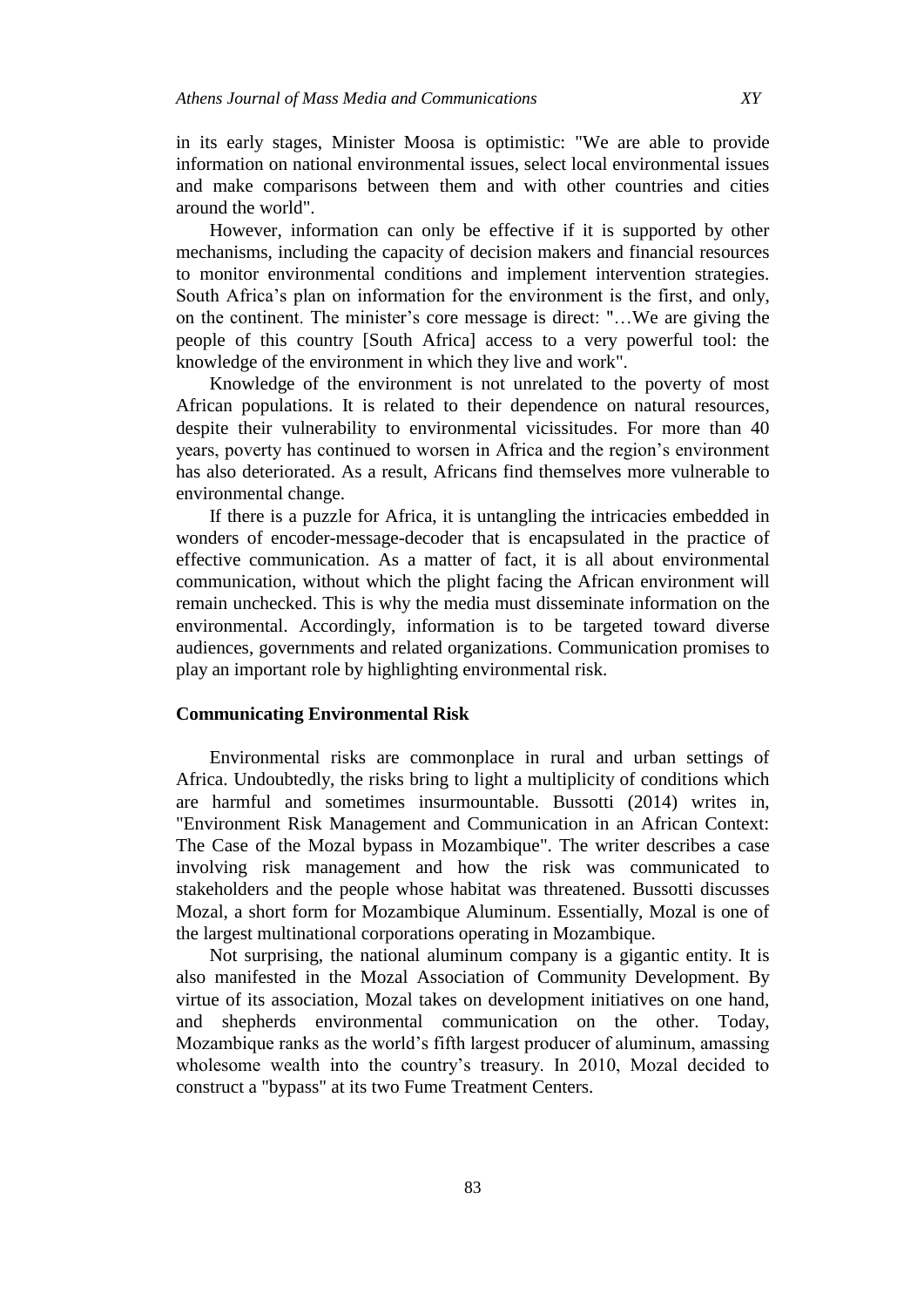in its early stages, Minister Moosa is optimistic: "We are able to provide information on national environmental issues, select local environmental issues and make comparisons between them and with other countries and cities around the world".

However, information can only be effective if it is supported by other mechanisms, including the capacity of decision makers and financial resources to monitor environmental conditions and implement intervention strategies. South Africa's plan on information for the environment is the first, and only, on the continent. The minister's core message is direct: "…We are giving the people of this country [South Africa] access to a very powerful tool: the knowledge of the environment in which they live and work".

Knowledge of the environment is not unrelated to the poverty of most African populations. It is related to their dependence on natural resources, despite their vulnerability to environmental vicissitudes. For more than 40 years, poverty has continued to worsen in Africa and the region's environment has also deteriorated. As a result, Africans find themselves more vulnerable to environmental change.

If there is a puzzle for Africa, it is untangling the intricacies embedded in wonders of encoder-message-decoder that is encapsulated in the practice of effective communication. As a matter of fact, it is all about environmental communication, without which the plight facing the African environment will remain unchecked. This is why the media must disseminate information on the environmental. Accordingly, information is to be targeted toward diverse audiences, governments and related organizations. Communication promises to play an important role by highlighting environmental risk.

## Communicating Environmental Risk

Environmental risks are commonplace in rural and urban settings of Africa. Undoubtedly, the risks bring to light a multiplicity of conditions which are harmful and sometimes insurmountable. Bussotti (2014) writes in, "Environment Risk Management and Communication in an African Context: The Case of the Mozal bypass in Mozambique". The writer describes a case involving risk management and how the risk was communicated to stakeholders and the people whose habitat was threatened. Bussotti discusses Mozal, a short form for Mozambique Aluminum. Essentially, Mozal is one of the largest multinational corporations operating in Mozambique.

Not surprising, the national aluminum company is a gigantic entity. It is also manifested in the Mozal Association of Community Development. By virtue of its association, Mozal takes on development initiatives on one hand, and shepherds environmental communication on the other. Today, Mozambique ranks as the world's fifth largest producer of aluminum, amassing wholesome wealth into the country's treasury. In 2010, Mozal decided to construct a "bypass" at its two Fume Treatment Centers.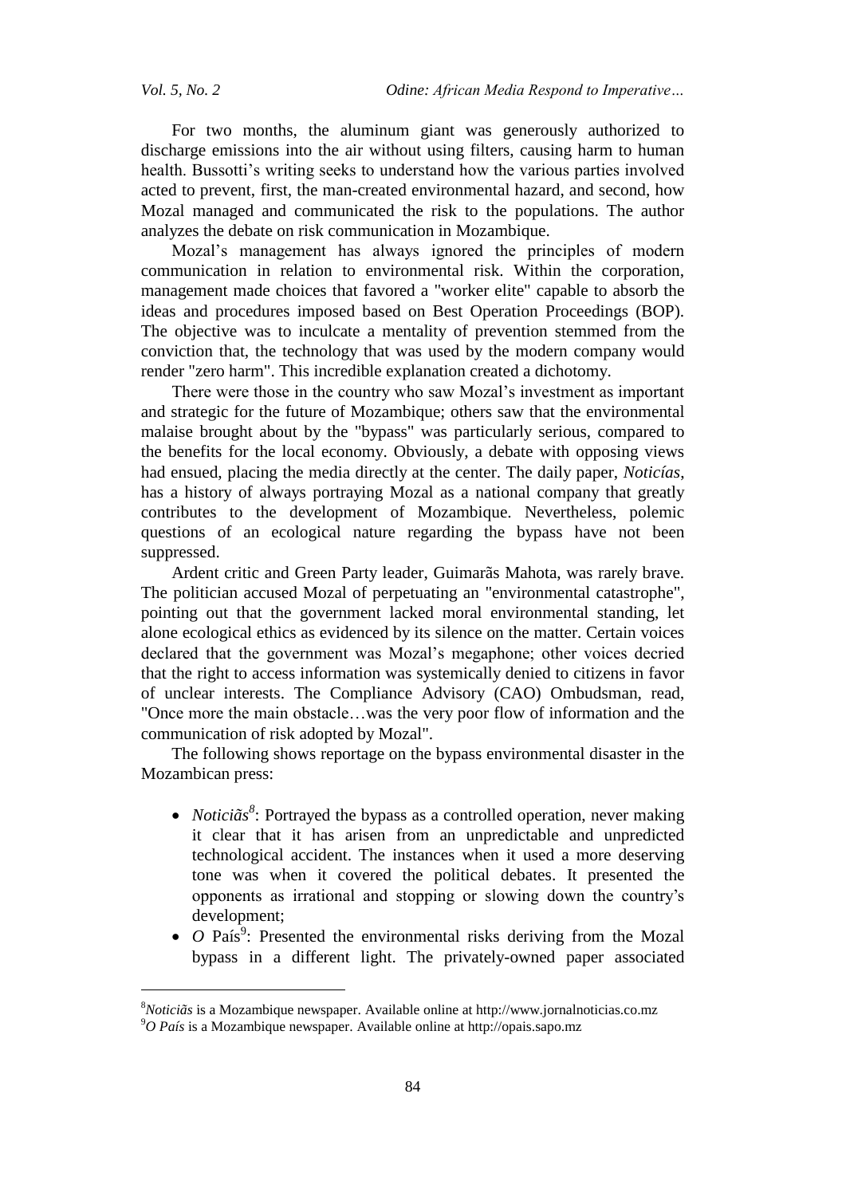For two months, the aluminum giant was generously authorized to discharge emissions into the air without using filters, causing harm to human health. Bussotti's writing seeks to understand how the various parties involved acted to prevent, first, the man-created environmental hazard, and second, how Mozal managed and communicated the risk to the populations. The author analyzes the debate on risk communication in Mozambique.

Mozal's management has always ignored the principles of modern communication in relation to environmental risk. Within the corporation, management made choices that favored a "worker elite" capable to absorb the ideas and procedures imposed based on Best Operation Proceedings (BOP). The objective was to inculcate a mentality of prevention stemmed from the conviction that, the technology that was used by the modern company would render "zero harm". This incredible explanation created a dichotomy.

There were those in the country who saw Mozal's investment as important and strategic for the future of Mozambique; others saw that the environmental malaise brought about by the "bypass" was particularly serious, compared to the benefits for the local economy. Obviously, a debate with opposing views had ensued, placing the media directly at the center. The daily paper, *Noticías*, has a history of always portraying Mozal as a national company that greatly contributes to the development of Mozambique. Nevertheless, polemic questions of an ecological nature regarding the bypass have not been suppressed.

Ardent critic and Green Party leader, Guimarãs Mahota, was rarely brave. The politician accused Mozal of perpetuating an "environmental catastrophe", pointing out that the government lacked moral environmental standing, let alone ecological ethics as evidenced by its silence on the matter. Certain voices declared that the government was Mozal's megaphone; other voices decried that the right to access information was systemically denied to citizens in favor of unclear interests. The Compliance Advisory (CAO) Ombudsman, read, "Once more the main obstacle…was the very poor flow of information and the communication of risk adopted by Mozal".

The following shows reportage on the bypass environmental disaster in the Mozambican press:

- *Noticiãs*[8]: Portrayed the bypass as a controlled operation, never making it clear that it has arisen from an unpredictable and unpredicted technological accident. The instances when it used a more deserving tone was when it covered the political debates. It presented the opponents as irrational and stopping or slowing down the country's development;
- *O* País[9]: Presented the environmental risks deriving from the Mozal bypass in a different light. The privately-owned paper associated

[8]*Noticiãs* is a Mozambique newspaper. Available online at http://www.jornalnoticias.co.mz

[9]*O País* is a Mozambique newspaper. Available online at http://opais.sapo.mz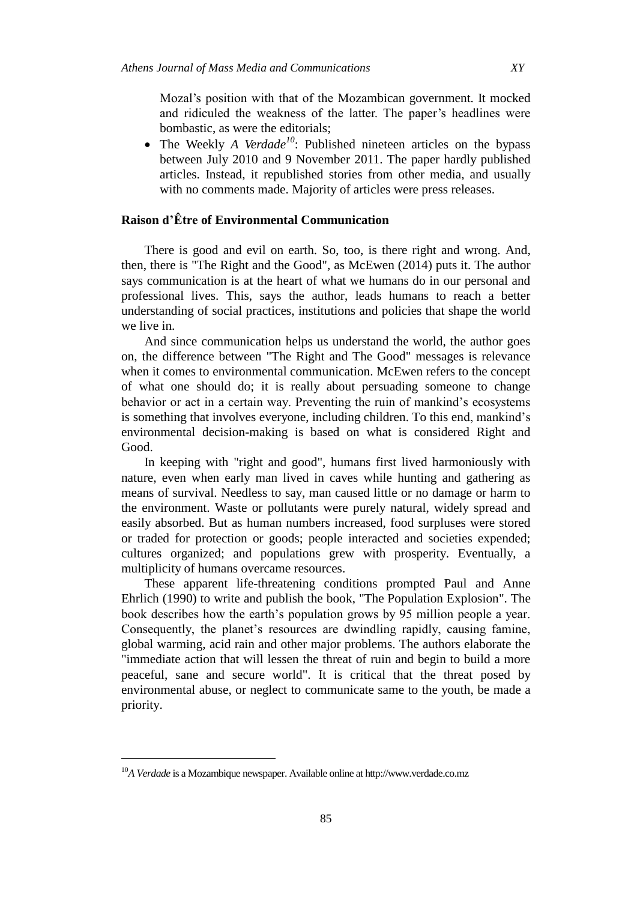Mozal's position with that of the Mozambican government. It mocked and ridiculed the weakness of the latter. The paper's headlines were bombastic, as were the editorials;

- The Weekly *A Verdade*[10]: Published nineteen articles on the bypass between July 2010 and 9 November 2011. The paper hardly published articles. Instead, it republished stories from other media, and usually with no comments made. Majority of articles were press releases.

## Raison d'Être of Environmental Communication

There is good and evil on earth. So, too, is there right and wrong. And, then, there is "The Right and the Good", as McEwen (2014) puts it. The author says communication is at the heart of what we humans do in our personal and professional lives. This, says the author, leads humans to reach a better understanding of social practices, institutions and policies that shape the world we live in.

And since communication helps us understand the world, the author goes on, the difference between "The Right and The Good" messages is relevance when it comes to environmental communication. McEwen refers to the concept of what one should do; it is really about persuading someone to change behavior or act in a certain way. Preventing the ruin of mankind's ecosystems is something that involves everyone, including children. To this end, mankind's environmental decision-making is based on what is considered Right and Good.

In keeping with "right and good", humans first lived harmoniously with nature, even when early man lived in caves while hunting and gathering as means of survival. Needless to say, man caused little or no damage or harm to the environment. Waste or pollutants were purely natural, widely spread and easily absorbed. But as human numbers increased, food surpluses were stored or traded for protection or goods; people interacted and societies expended; cultures organized; and populations grew with prosperity. Eventually, a multiplicity of humans overcame resources.

These apparent life-threatening conditions prompted Paul and Anne Ehrlich (1990) to write and publish the book, "The Population Explosion". The book describes how the earth's population grows by 95 million people a year. Consequently, the planet's resources are dwindling rapidly, causing famine, global warming, acid rain and other major problems. The authors elaborate the "immediate action that will lessen the threat of ruin and begin to build a more peaceful, sane and secure world". It is critical that the threat posed by environmental abuse, or neglect to communicate same to the youth, be made a priority.

---

[10] *A Verdade* is a Mozambique newspaper. Available online at http://www.verdade.co.mz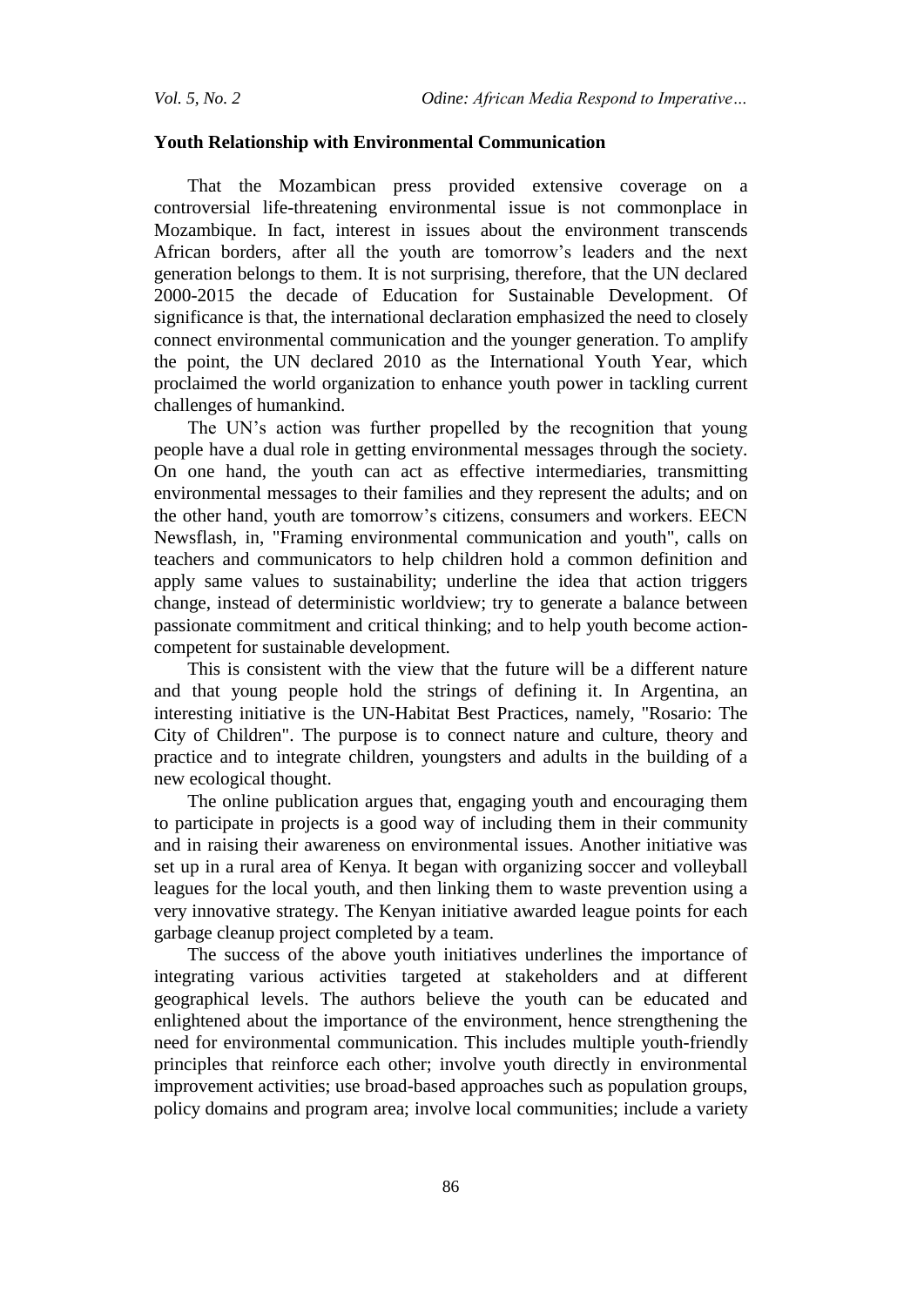**Youth Relationship with Environmental Communication**

That the Mozambican press provided extensive coverage on a controversial life-threatening environmental issue is not commonplace in Mozambique. In fact, interest in issues about the environment transcends African borders, after all the youth are tomorrow's leaders and the next generation belongs to them. It is not surprising, therefore, that the UN declared 2000-2015 the decade of Education for Sustainable Development. Of significance is that, the international declaration emphasized the need to closely connect environmental communication and the younger generation. To amplify the point, the UN declared 2010 as the International Youth Year, which proclaimed the world organization to enhance youth power in tackling current challenges of humankind.

The UN's action was further propelled by the recognition that young people have a dual role in getting environmental messages through the society. On one hand, the youth can act as effective intermediaries, transmitting environmental messages to their families and they represent the adults; and on the other hand, youth are tomorrow's citizens, consumers and workers. EECN Newsflash, in, "Framing environmental communication and youth", calls on teachers and communicators to help children hold a common definition and apply same values to sustainability; underline the idea that action triggers change, instead of deterministic worldview; try to generate a balance between passionate commitment and critical thinking; and to help youth become action-competent for sustainable development.

This is consistent with the view that the future will be a different nature and that young people hold the strings of defining it. In Argentina, an interesting initiative is the UN-Habitat Best Practices, namely, "Rosario: The City of Children". The purpose is to connect nature and culture, theory and practice and to integrate children, youngsters and adults in the building of a new ecological thought.

The online publication argues that, engaging youth and encouraging them to participate in projects is a good way of including them in their community and in raising their awareness on environmental issues. Another initiative was set up in a rural area of Kenya. It began with organizing soccer and volleyball leagues for the local youth, and then linking them to waste prevention using a very innovative strategy. The Kenyan initiative awarded league points for each garbage cleanup project completed by a team.

The success of the above youth initiatives underlines the importance of integrating various activities targeted at stakeholders and at different geographical levels. The authors believe the youth can be educated and enlightened about the importance of the environment, hence strengthening the need for environmental communication. This includes multiple youth-friendly principles that reinforce each other; involve youth directly in environmental improvement activities; use broad-based approaches such as population groups, policy domains and program area; involve local communities; include a variety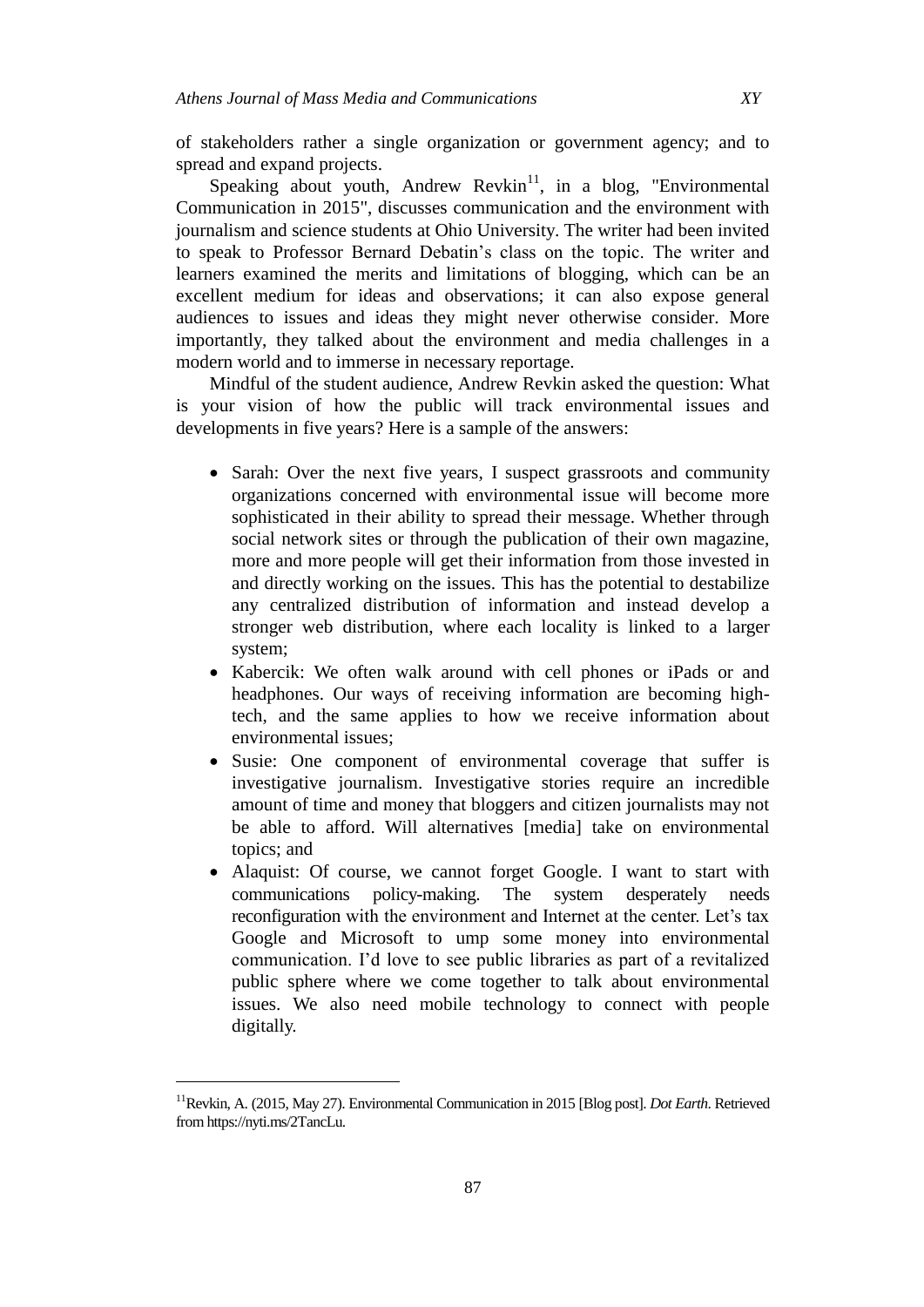of stakeholders rather a single organization or government agency; and to spread and expand projects.

Speaking about youth, Andrew Revkin[11], in a blog, "Environmental Communication in 2015", discusses communication and the environment with journalism and science students at Ohio University. The writer had been invited to speak to Professor Bernard Debatin's class on the topic. The writer and learners examined the merits and limitations of blogging, which can be an excellent medium for ideas and observations; it can also expose general audiences to issues and ideas they might never otherwise consider. More importantly, they talked about the environment and media challenges in a modern world and to immerse in necessary reportage.

Mindful of the student audience, Andrew Revkin asked the question: What is your vision of how the public will track environmental issues and developments in five years? Here is a sample of the answers:

- Sarah: Over the next five years, I suspect grassroots and community organizations concerned with environmental issue will become more sophisticated in their ability to spread their message. Whether through social network sites or through the publication of their own magazine, more and more people will get their information from those invested in and directly working on the issues. This has the potential to destabilize any centralized distribution of information and instead develop a stronger web distribution, where each locality is linked to a larger system;
- Kabercik: We often walk around with cell phones or iPads or and headphones. Our ways of receiving information are becoming high-tech, and the same applies to how we receive information about environmental issues;
- Susie: One component of environmental coverage that suffer is investigative journalism. Investigative stories require an incredible amount of time and money that bloggers and citizen journalists may not be able to afford. Will alternatives [media] take on environmental topics; and
- Alaquist: Of course, we cannot forget Google. I want to start with communications policy-making. The system desperately needs reconfiguration with the environment and Internet at the center. Let's tax Google and Microsoft to ump some money into environmental communication. I'd love to see public libraries as part of a revitalized public sphere where we come together to talk about environmental issues. We also need mobile technology to connect with people digitally.

[11]Revkin, A. (2015, May 27). Environmental Communication in 2015 [Blog post]. *Dot Earth*. Retrieved from https://nyti.ms/2TancLu.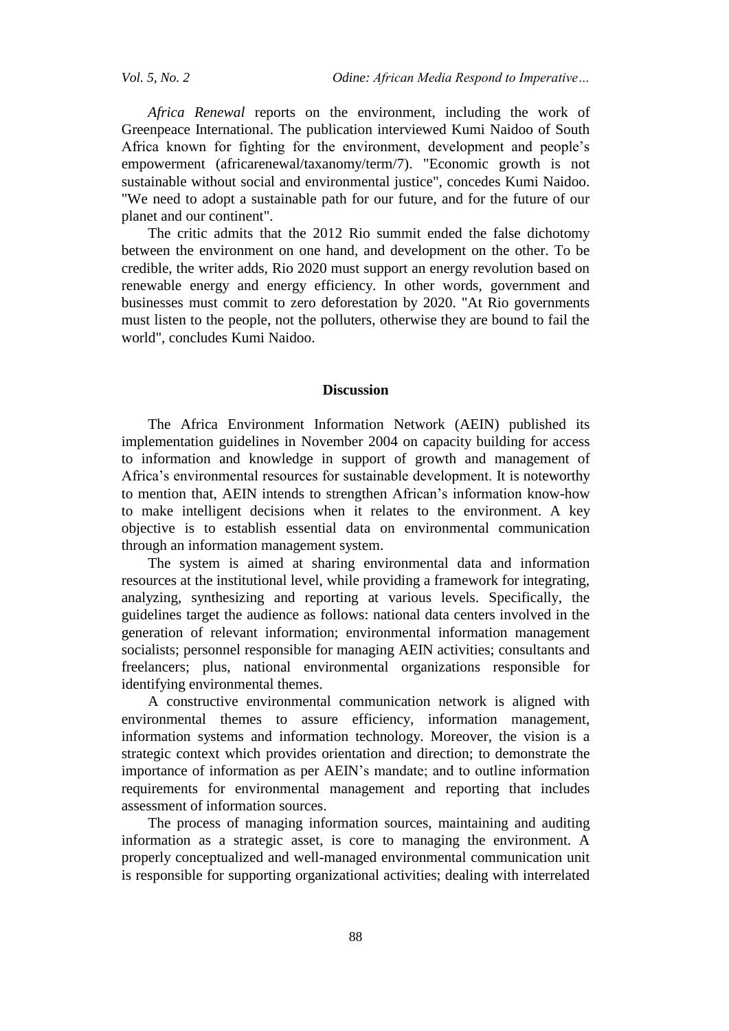*Africa Renewal* reports on the environment, including the work of Greenpeace International. The publication interviewed Kumi Naidoo of South Africa known for fighting for the environment, development and people's empowerment (africarenewal/taxanomy/term/7). "Economic growth is not sustainable without social and environmental justice", concedes Kumi Naidoo. "We need to adopt a sustainable path for our future, and for the future of our planet and our continent".

The critic admits that the 2012 Rio summit ended the false dichotomy between the environment on one hand, and development on the other. To be credible, the writer adds, Rio 2020 must support an energy revolution based on renewable energy and energy efficiency. In other words, government and businesses must commit to zero deforestation by 2020. "At Rio governments must listen to the people, not the polluters, otherwise they are bound to fail the world", concludes Kumi Naidoo.

## Discussion

The Africa Environment Information Network (AEIN) published its implementation guidelines in November 2004 on capacity building for access to information and knowledge in support of growth and management of Africa's environmental resources for sustainable development. It is noteworthy to mention that, AEIN intends to strengthen African's information know-how to make intelligent decisions when it relates to the environment. A key objective is to establish essential data on environmental communication through an information management system.

The system is aimed at sharing environmental data and information resources at the institutional level, while providing a framework for integrating, analyzing, synthesizing and reporting at various levels. Specifically, the guidelines target the audience as follows: national data centers involved in the generation of relevant information; environmental information management socialists; personnel responsible for managing AEIN activities; consultants and freelancers; plus, national environmental organizations responsible for identifying environmental themes.

A constructive environmental communication network is aligned with environmental themes to assure efficiency, information management, information systems and information technology. Moreover, the vision is a strategic context which provides orientation and direction; to demonstrate the importance of information as per AEIN's mandate; and to outline information requirements for environmental management and reporting that includes assessment of information sources.

The process of managing information sources, maintaining and auditing information as a strategic asset, is core to managing the environment. A properly conceptualized and well-managed environmental communication unit is responsible for supporting organizational activities; dealing with interrelated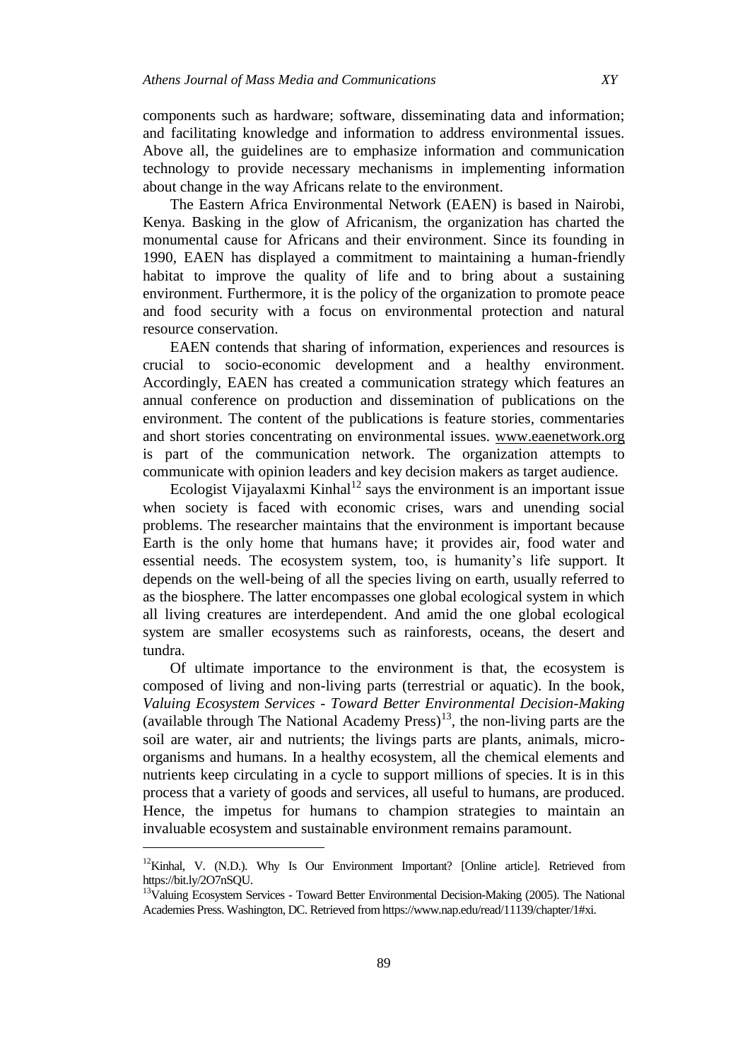components such as hardware; software, disseminating data and information; and facilitating knowledge and information to address environmental issues. Above all, the guidelines are to emphasize information and communication technology to provide necessary mechanisms in implementing information about change in the way Africans relate to the environment.

The Eastern Africa Environmental Network (EAEN) is based in Nairobi, Kenya. Basking in the glow of Africanism, the organization has charted the monumental cause for Africans and their environment. Since its founding in 1990, EAEN has displayed a commitment to maintaining a human-friendly habitat to improve the quality of life and to bring about a sustaining environment. Furthermore, it is the policy of the organization to promote peace and food security with a focus on environmental protection and natural resource conservation.

EAEN contends that sharing of information, experiences and resources is crucial to socio-economic development and a healthy environment. Accordingly, EAEN has created a communication strategy which features an annual conference on production and dissemination of publications on the environment. The content of the publications is feature stories, commentaries and short stories concentrating on environmental issues. www.eaenetwork.org is part of the communication network. The organization attempts to communicate with opinion leaders and key decision makers as target audience.

Ecologist Vijayalaxmi Kinhal[12] says the environment is an important issue when society is faced with economic crises, wars and unending social problems. The researcher maintains that the environment is important because Earth is the only home that humans have; it provides air, food water and essential needs. The ecosystem system, too, is humanity's life support. It depends on the well-being of all the species living on earth, usually referred to as the biosphere. The latter encompasses one global ecological system in which all living creatures are interdependent. And amid the one global ecological system are smaller ecosystems such as rainforests, oceans, the desert and tundra.

Of ultimate importance to the environment is that, the ecosystem is composed of living and non-living parts (terrestrial or aquatic). In the book, *Valuing Ecosystem Services - Toward Better Environmental Decision-Making* (available through The National Academy Press)[13], the non-living parts are the soil are water, air and nutrients; the livings parts are plants, animals, micro-organisms and humans. In a healthy ecosystem, all the chemical elements and nutrients keep circulating in a cycle to support millions of species. It is in this process that a variety of goods and services, all useful to humans, are produced. Hence, the impetus for humans to champion strategies to maintain an invaluable ecosystem and sustainable environment remains paramount.

---

[12] Kinhal, V. (N.D.). Why Is Our Environment Important? [Online article]. Retrieved from https://bit.ly/2O7nSQU.

[13] Valuing Ecosystem Services - Toward Better Environmental Decision-Making (2005). The National Academies Press. Washington, DC. Retrieved from https://www.nap.edu/read/11139/chapter/1#xi.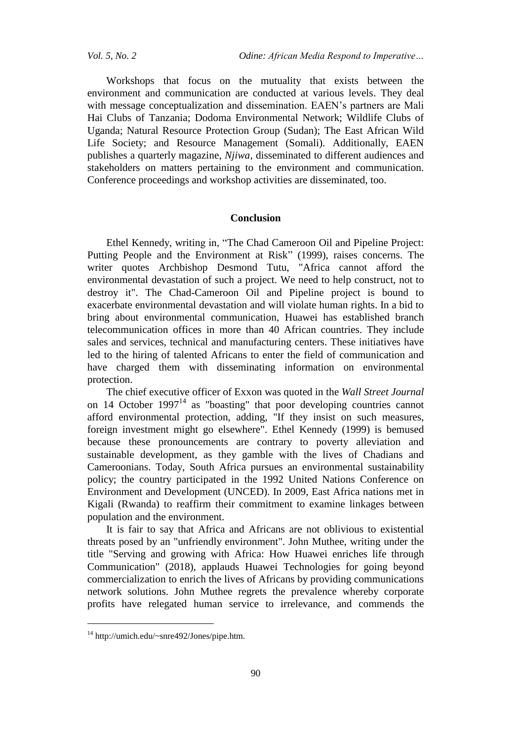Workshops that focus on the mutuality that exists between the environment and communication are conducted at various levels. They deal with message conceptualization and dissemination. EAEN's partners are Mali Hai Clubs of Tanzania; Dodoma Environmental Network; Wildlife Clubs of Uganda; Natural Resource Protection Group (Sudan); The East African Wild Life Society; and Resource Management (Somali). Additionally, EAEN publishes a quarterly magazine, *Njiwa*, disseminated to different audiences and stakeholders on matters pertaining to the environment and communication. Conference proceedings and workshop activities are disseminated, too.

## Conclusion

Ethel Kennedy, writing in, "The Chad Cameroon Oil and Pipeline Project: Putting People and the Environment at Risk" (1999), raises concerns. The writer quotes Archbishop Desmond Tutu, "Africa cannot afford the environmental devastation of such a project. We need to help construct, not to destroy it". The Chad-Cameroon Oil and Pipeline project is bound to exacerbate environmental devastation and will violate human rights. In a bid to bring about environmental communication, Huawei has established branch telecommunication offices in more than 40 African countries. They include sales and services, technical and manufacturing centers. These initiatives have led to the hiring of talented Africans to enter the field of communication and have charged them with disseminating information on environmental protection.

The chief executive officer of Exxon was quoted in the *Wall Street Journal* on 14 October 1997[14] as "boasting" that poor developing countries cannot afford environmental protection, adding, "If they insist on such measures, foreign investment might go elsewhere". Ethel Kennedy (1999) is bemused because these pronouncements are contrary to poverty alleviation and sustainable development, as they gamble with the lives of Chadians and Cameroonians. Today, South Africa pursues an environmental sustainability policy; the country participated in the 1992 United Nations Conference on Environment and Development (UNCED). In 2009, East Africa nations met in Kigali (Rwanda) to reaffirm their commitment to examine linkages between population and the environment.

It is fair to say that Africa and Africans are not oblivious to existential threats posed by an "unfriendly environment". John Muthee, writing under the title "Serving and growing with Africa: How Huawei enriches life through Communication" (2018), applauds Huawei Technologies for going beyond commercialization to enrich the lives of Africans by providing communications network solutions. John Muthee regrets the prevalence whereby corporate profits have relegated human service to irrelevance, and commends the

---

[14] http://umich.edu/~snre492/Jones/pipe.htm.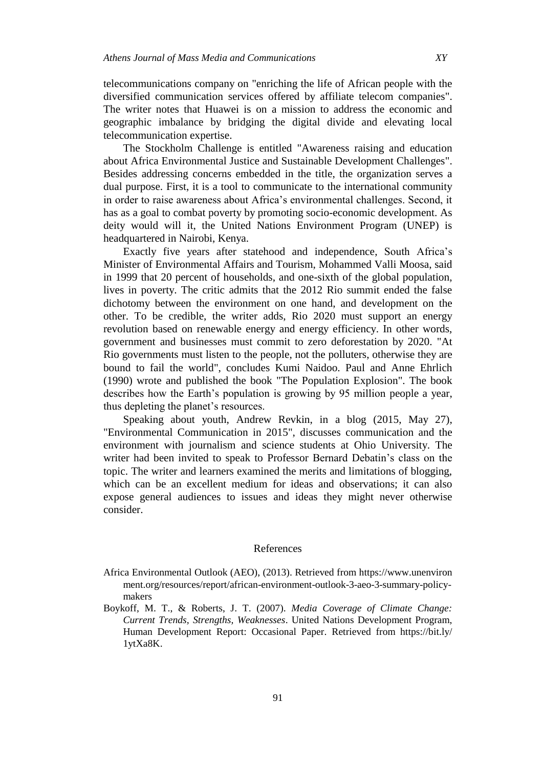telecommunications company on "enriching the life of African people with the diversified communication services offered by affiliate telecom companies". The writer notes that Huawei is on a mission to address the economic and geographic imbalance by bridging the digital divide and elevating local telecommunication expertise.

The Stockholm Challenge is entitled "Awareness raising and education about Africa Environmental Justice and Sustainable Development Challenges". Besides addressing concerns embedded in the title, the organization serves a dual purpose. First, it is a tool to communicate to the international community in order to raise awareness about Africa's environmental challenges. Second, it has as a goal to combat poverty by promoting socio-economic development. As deity would will it, the United Nations Environment Program (UNEP) is headquartered in Nairobi, Kenya.

Exactly five years after statehood and independence, South Africa's Minister of Environmental Affairs and Tourism, Mohammed Valli Moosa, said in 1999 that 20 percent of households, and one-sixth of the global population, lives in poverty. The critic admits that the 2012 Rio summit ended the false dichotomy between the environment on one hand, and development on the other. To be credible, the writer adds, Rio 2020 must support an energy revolution based on renewable energy and energy efficiency. In other words, government and businesses must commit to zero deforestation by 2020. "At Rio governments must listen to the people, not the polluters, otherwise they are bound to fail the world", concludes Kumi Naidoo. Paul and Anne Ehrlich (1990) wrote and published the book "The Population Explosion". The book describes how the Earth's population is growing by 95 million people a year, thus depleting the planet's resources.

Speaking about youth, Andrew Revkin, in a blog (2015, May 27), "Environmental Communication in 2015", discusses communication and the environment with journalism and science students at Ohio University. The writer had been invited to speak to Professor Bernard Debatin's class on the topic. The writer and learners examined the merits and limitations of blogging, which can be an excellent medium for ideas and observations; it can also expose general audiences to issues and ideas they might never otherwise consider.

## References

Africa Environmental Outlook (AEO), (2013). Retrieved from https://www.unenvironment.org/resources/report/african-environment-outlook-3-aeo-3-summary-policy-makers

Boykoff, M. T., & Roberts, J. T. (2007). *Media Coverage of Climate Change: Current Trends, Strengths, Weaknesses*. United Nations Development Program, Human Development Report: Occasional Paper. Retrieved from https://bit.ly/1ytXa8K.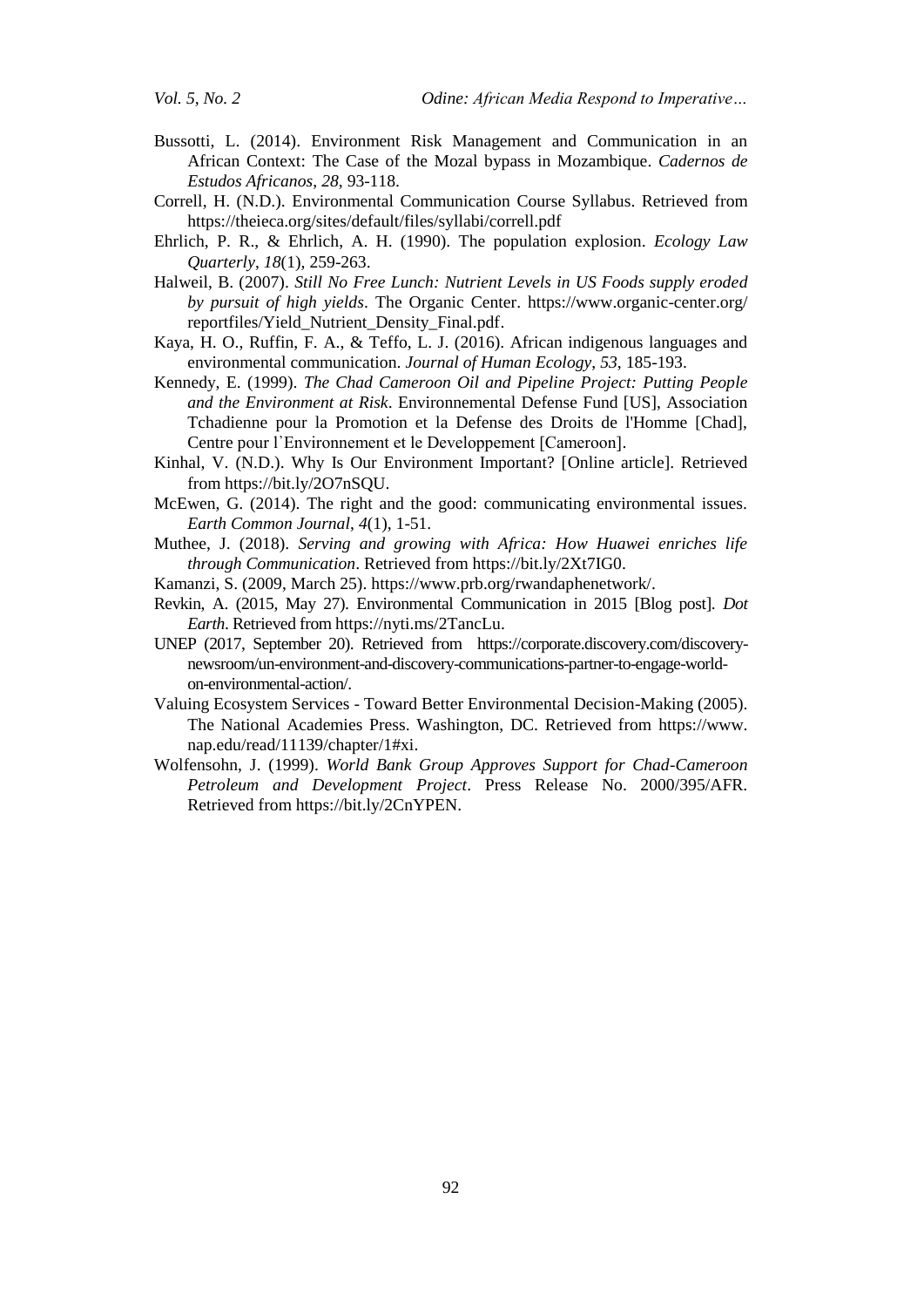Bussotti, L. (2014). Environment Risk Management and Communication in an African Context: The Case of the Mozal bypass in Mozambique. *Cadernos de Estudos Africanos*, *28*, 93-118.

Correll, H. (N.D.). Environmental Communication Course Syllabus. Retrieved from https://theieca.org/sites/default/files/syllabi/correll.pdf

Ehrlich, P. R., & Ehrlich, A. H. (1990). The population explosion. *Ecology Law Quarterly*, *18*(1), 259-263.

Halweil, B. (2007). *Still No Free Lunch: Nutrient Levels in US Foods supply eroded by pursuit of high yields*. The Organic Center. https://www.organic-center.org/reportfiles/Yield_Nutrient_Density_Final.pdf.

Kaya, H. O., Ruffin, F. A., & Teffo, L. J. (2016). African indigenous languages and environmental communication. *Journal of Human Ecology*, *53*, 185-193.

Kennedy, E. (1999). *The Chad Cameroon Oil and Pipeline Project: Putting People and the Environment at Risk*. Environnemental Defense Fund [US], Association Tchadienne pour la Promotion et la Defense des Droits de l'Homme [Chad], Centre pour l`Environnement et le Developpement [Cameroon].

Kinhal, V. (N.D.). Why Is Our Environment Important? [Online article]. Retrieved from https://bit.ly/2O7nSQU.

McEwen, G. (2014). The right and the good: communicating environmental issues. *Earth Common Journal*, *4*(1), 1-51.

Muthee, J. (2018). *Serving and growing with Africa: How Huawei enriches life through Communication*. Retrieved from https://bit.ly/2Xt7IG0.

Kamanzi, S. (2009, March 25). https://www.prb.org/rwandaphenetwork/.

Revkin, A. (2015, May 27). Environmental Communication in 2015 [Blog post]. *Dot Earth*. Retrieved from https://nyti.ms/2TancLu.

UNEP (2017, September 20). Retrieved from https://corporate.discovery.com/discovery-newsroom/un-environment-and-discovery-communications-partner-to-engage-world-on-environmental-action/.

Valuing Ecosystem Services - Toward Better Environmental Decision-Making (2005). The National Academies Press. Washington, DC. Retrieved from https://www.nap.edu/read/11139/chapter/1#xi.

Wolfensohn, J. (1999). *World Bank Group Approves Support for Chad-Cameroon Petroleum and Development Project*. Press Release No. 2000/395/AFR. Retrieved from https://bit.ly/2CnYPEN.